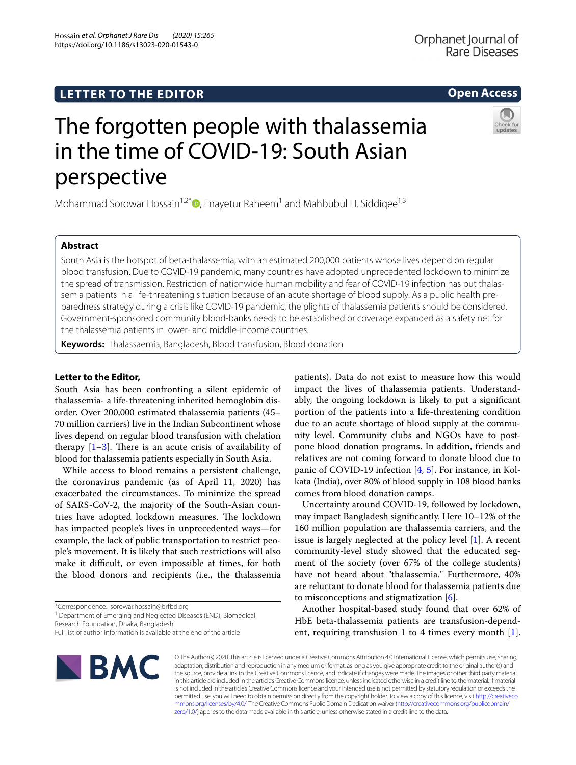**LETTER TO THE EDITOR** **Open Access**

# The forgotten people with thalassemia in the time of COVID-19: South Asian perspective

Mohammad Sorowar Hossain[1,2*], Enayetur Raheem[1] and Mahbubul H. Siddiqee[1,3]

## Abstract

South Asia is the hotspot of beta-thalassemia, with an estimated 200,000 patients whose lives depend on regular blood transfusion. Due to COVID-19 pandemic, many countries have adopted unprecedented lockdown to minimize the spread of transmission. Restriction of nationwide human mobility and fear of COVID-19 infection has put thalassemia patients in a life-threatening situation because of an acute shortage of blood supply. As a public health preparedness strategy during a crisis like COVID-19 pandemic, the plights of thalassemia patients should be considered. Government-sponsored community blood-banks needs to be established or coverage expanded as a safety net for the thalassemia patients in lower- and middle-income countries.

**Keywords:** Thalassaemia, Bangladesh, Blood transfusion, Blood donation

**Letter to the Editor,**

South Asia has been confronting a silent epidemic of thalassemia- a life-threatening inherited hemoglobin disorder. Over 200,000 estimated thalassemia patients (45–70 million carriers) live in the Indian Subcontinent whose lives depend on regular blood transfusion with chelation therapy [1–3]. There is an acute crisis of availability of blood for thalassemia patients especially in South Asia.

While access to blood remains a persistent challenge, the coronavirus pandemic (as of April 11, 2020) has exacerbated the circumstances. To minimize the spread of SARS-CoV-2, the majority of the South-Asian countries have adopted lockdown measures. The lockdown has impacted people's lives in unprecedented ways—for example, the lack of public transportation to restrict people's movement. It is likely that such restrictions will also make it difficult, or even impossible at times, for both the blood donors and recipients (i.e., the thalassemia patients). Data do not exist to measure how this would impact the lives of thalassemia patients. Understandably, the ongoing lockdown is likely to put a significant portion of the patients into a life-threatening condition due to an acute shortage of blood supply at the community level. Community clubs and NGOs have to postpone blood donation programs. In addition, friends and relatives are not coming forward to donate blood due to panic of COVID-19 infection [4, 5]. For instance, in Kolkata (India), over 80% of blood supply in 108 blood banks comes from blood donation camps.

Uncertainty around COVID-19, followed by lockdown, may impact Bangladesh significantly. Here 10–12% of the 160 million population are thalassemia carriers, and the issue is largely neglected at the policy level [1]. A recent community-level study showed that the educated segment of the society (over 67% of the college students) have not heard about "thalassemia." Furthermore, 40% are reluctant to donate blood for thalassemia patients due to misconceptions and stigmatization [6].

Another hospital-based study found that over 62% of HbE beta-thalassemia patients are transfusion-dependent, requiring transfusion 1 to 4 times every month [1].

*Correspondence: sorowar.hossain@brfbd.org
[1] Department of Emerging and Neglected Diseases (END), Biomedical Research Foundation, Dhaka, Bangladesh
Full list of author information is available at the end of the article

© The Author(s) 2020. This article is licensed under a Creative Commons Attribution 4.0 International License, which permits use, sharing, adaptation, distribution and reproduction in any medium or format, as long as you give appropriate credit to the original author(s) and the source, provide a link to the Creative Commons licence, and indicate if changes were made. The images or other third party material in this article are included in the article's Creative Commons licence, unless indicated otherwise in a credit line to the material. If material is not included in the article's Creative Commons licence and your intended use is not permitted by statutory regulation or exceeds the permitted use, you will need to obtain permission directly from the copyright holder. To view a copy of this licence, visit http://creativecommons.org/licenses/by/4.0/. The Creative Commons Public Domain Dedication waiver (http://creativecommons.org/publicdomain/zero/1.0/) applies to the data made available in this article, unless otherwise stated in a credit line to the data.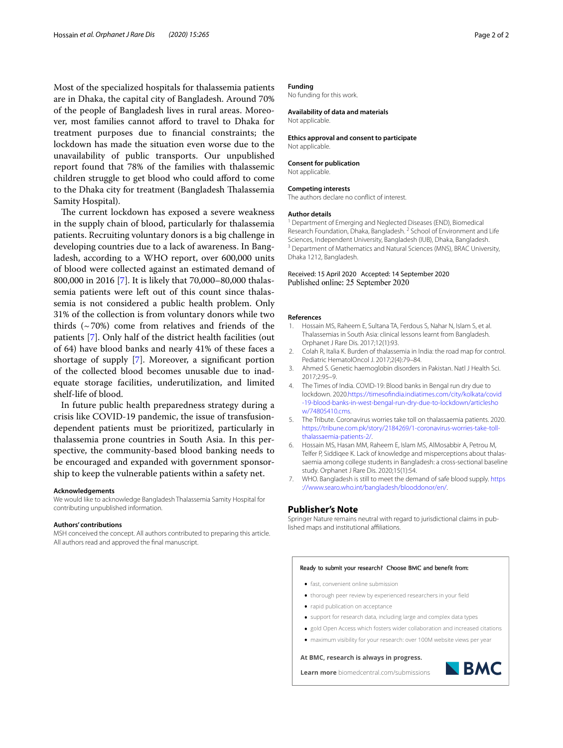Most of the specialized hospitals for thalassemia patients are in Dhaka, the capital city of Bangladesh. Around 70% of the people of Bangladesh lives in rural areas. Moreover, most families cannot afford to travel to Dhaka for treatment purposes due to financial constraints; the lockdown has made the situation even worse due to the unavailability of public transports. Our unpublished report found that 78% of the families with thalassemic children struggle to get blood who could afford to come to the Dhaka city for treatment (Bangladesh Thalassemia Samity Hospital).

The current lockdown has exposed a severe weakness in the supply chain of blood, particularly for thalassemia patients. Recruiting voluntary donors is a big challenge in developing countries due to a lack of awareness. In Bangladesh, according to a WHO report, over 600,000 units of blood were collected against an estimated demand of 800,000 in 2016 [7]. It is likely that 70,000–80,000 thalassemia patients were left out of this count since thalassemia is not considered a public health problem. Only 31% of the collection is from voluntary donors while two thirds (~70%) come from relatives and friends of the patients [7]. Only half of the district health facilities (out of 64) have blood banks and nearly 41% of these faces a shortage of supply [7]. Moreover, a significant portion of the collected blood becomes unusable due to inadequate storage facilities, underutilization, and limited shelf-life of blood.

In future public health preparedness strategy during a crisis like COVID-19 pandemic, the issue of transfusion-dependent patients must be prioritized, particularly in thalassemia prone countries in South Asia. In this perspective, the community-based blood banking needs to be encouraged and expanded with government sponsorship to keep the vulnerable patients within a safety net.

#### Acknowledgements
We would like to acknowledge Bangladesh Thalassemia Samity Hospital for contributing unpublished information.

#### Authors' contributions
MSH conceived the concept. All authors contributed to preparing this article. All authors read and approved the final manuscript.

#### Funding
No funding for this work.

#### Availability of data and materials
Not applicable.

#### Ethics approval and consent to participate
Not applicable.

#### Consent for publication
Not applicable.

#### Competing interests
The authors declare no conflict of interest.

#### Author details
[1] Department of Emerging and Neglected Diseases (END), Biomedical Research Foundation, Dhaka, Bangladesh. [2] School of Environment and Life Sciences, Independent University, Bangladesh (IUB), Dhaka, Bangladesh. [3] Department of Mathematics and Natural Sciences (MNS), BRAC University, Dhaka 1212, Bangladesh.

Received: 15 April 2020 Accepted: 14 September 2020
Published online: 25 September 2020

#### References
1. Hossain MS, Raheem E, Sultana TA, Ferdous S, Nahar N, Islam S, et al. Thalassemias in South Asia: clinical lessons learnt from Bangladesh. Orphanet J Rare Dis. 2017;12(1):93.
2. Colah R, Italia K. Burden of thalassemia in India: the road map for control. Pediatric HematolOncol J. 2017;2(4):79–84.
3. Ahmed S. Genetic haemoglobin disorders in Pakistan. Natl J Health Sci. 2017;2:95–9.
4. The Times of India. COVID-19: Blood banks in Bengal run dry due to lockdown. 2020.https://timesofindia.indiatimes.com/city/kolkata/covid-19-blood-banks-in-west-bengal-run-dry-due-to-lockdown/articleshow/74805410.cms.
5. The Tribute. Coronavirus worries take toll on thalassaemia patients. 2020. https://tribune.com.pk/story/2184269/1-coronavirus-worries-take-toll-thalassaemia-patients-2/.
6. Hossain MS, Hasan MM, Raheem E, Islam MS, AlMosabbir A, Petrou M, Telfer P, Siddiqee K. Lack of knowledge and misperceptions about thalassaemia among college students in Bangladesh: a cross-sectional baseline study. Orphanet J Rare Dis. 2020;15(1):54.
7. WHO. Bangladesh is still to meet the demand of safe blood supply. https://www.searo.who.int/bangladesh/blooddonor/en/.

## Publisher's Note
Springer Nature remains neutral with regard to jurisdictional claims in published maps and institutional affiliations.

Ready to submit your research? Choose BMC and benefit from:

- fast, convenient online submission
- thorough peer review by experienced researchers in your field
- rapid publication on acceptance
- support for research data, including large and complex data types
- gold Open Access which fosters wider collaboration and increased citations
- maximum visibility for your research: over 100M website views per year

**At BMC, research is always in progress.**

**Learn more** biomedcentral.com/submissions